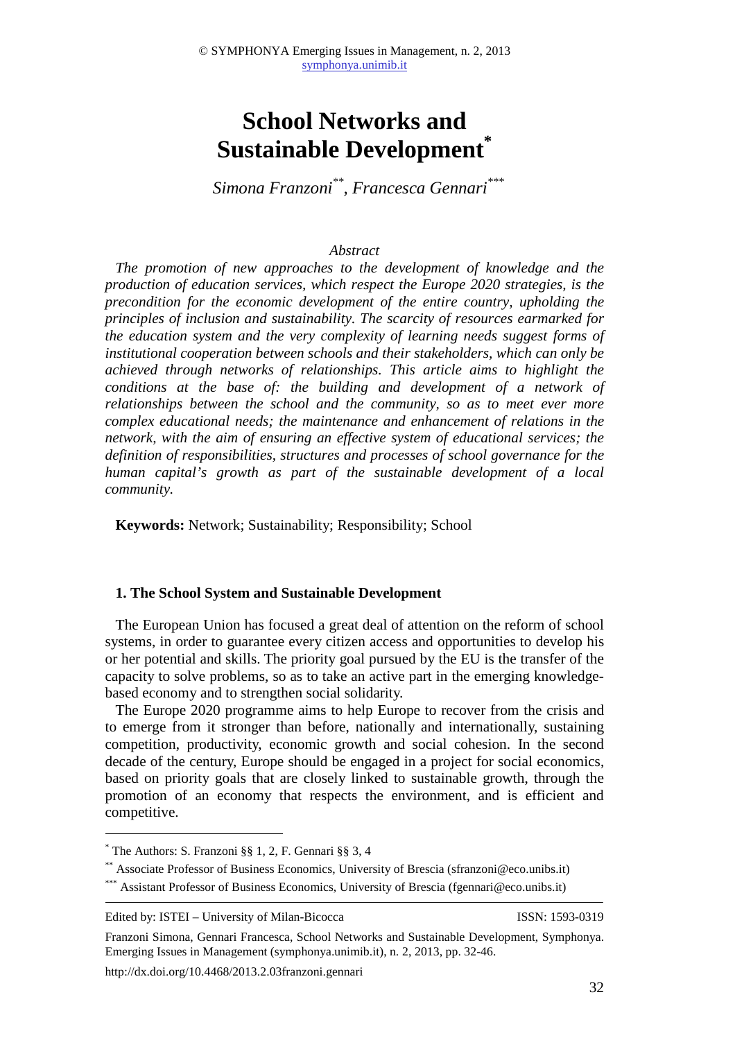© SYMPHONYA Emerging Issues in Management, n. 2, 2013
symphonya.unimib.it

# School Networks and Sustainable Development*

*Simona Franzoni[**], Francesca Gennari[***]*

*Abstract*

*The promotion of new approaches to the development of knowledge and the production of education services, which respect the Europe 2020 strategies, is the precondition for the economic development of the entire country, upholding the principles of inclusion and sustainability. The scarcity of resources earmarked for the education system and the very complexity of learning needs suggest forms of institutional cooperation between schools and their stakeholders, which can only be achieved through networks of relationships. This article aims to highlight the conditions at the base of: the building and development of a network of relationships between the school and the community, so as to meet ever more complex educational needs; the maintenance and enhancement of relations in the network, with the aim of ensuring an effective system of educational services; the definition of responsibilities, structures and processes of school governance for the human capital's growth as part of the sustainable development of a local community.*

**Keywords:** Network; Sustainability; Responsibility; School

## 1. The School System and Sustainable Development

The European Union has focused a great deal of attention on the reform of school systems, in order to guarantee every citizen access and opportunities to develop his or her potential and skills. The priority goal pursued by the EU is the transfer of the capacity to solve problems, so as to take an active part in the emerging knowledge-based economy and to strengthen social solidarity.

The Europe 2020 programme aims to help Europe to recover from the crisis and to emerge from it stronger than before, nationally and internationally, sustaining competition, productivity, economic growth and social cohesion. In the second decade of the century, Europe should be engaged in a project for social economics, based on priority goals that are closely linked to sustainable growth, through the promotion of an economy that respects the environment, and is efficient and competitive.

---

* The Authors: S. Franzoni §§ 1, 2, F. Gennari §§ 3, 4

[**] Associate Professor of Business Economics, University of Brescia (sfranzoni@eco.unibs.it)

[***] Assistant Professor of Business Economics, University of Brescia (fgennari@eco.unibs.it)

Edited by: ISTEI – University of Milan-Bicocca ISSN: 1593-0319

Franzoni Simona, Gennari Francesca, School Networks and Sustainable Development, Symphonya. Emerging Issues in Management (symphonya.unimib.it), n. 2, 2013, pp. 32-46.

http://dx.doi.org/10.4468/2013.2.03franzoni.gennari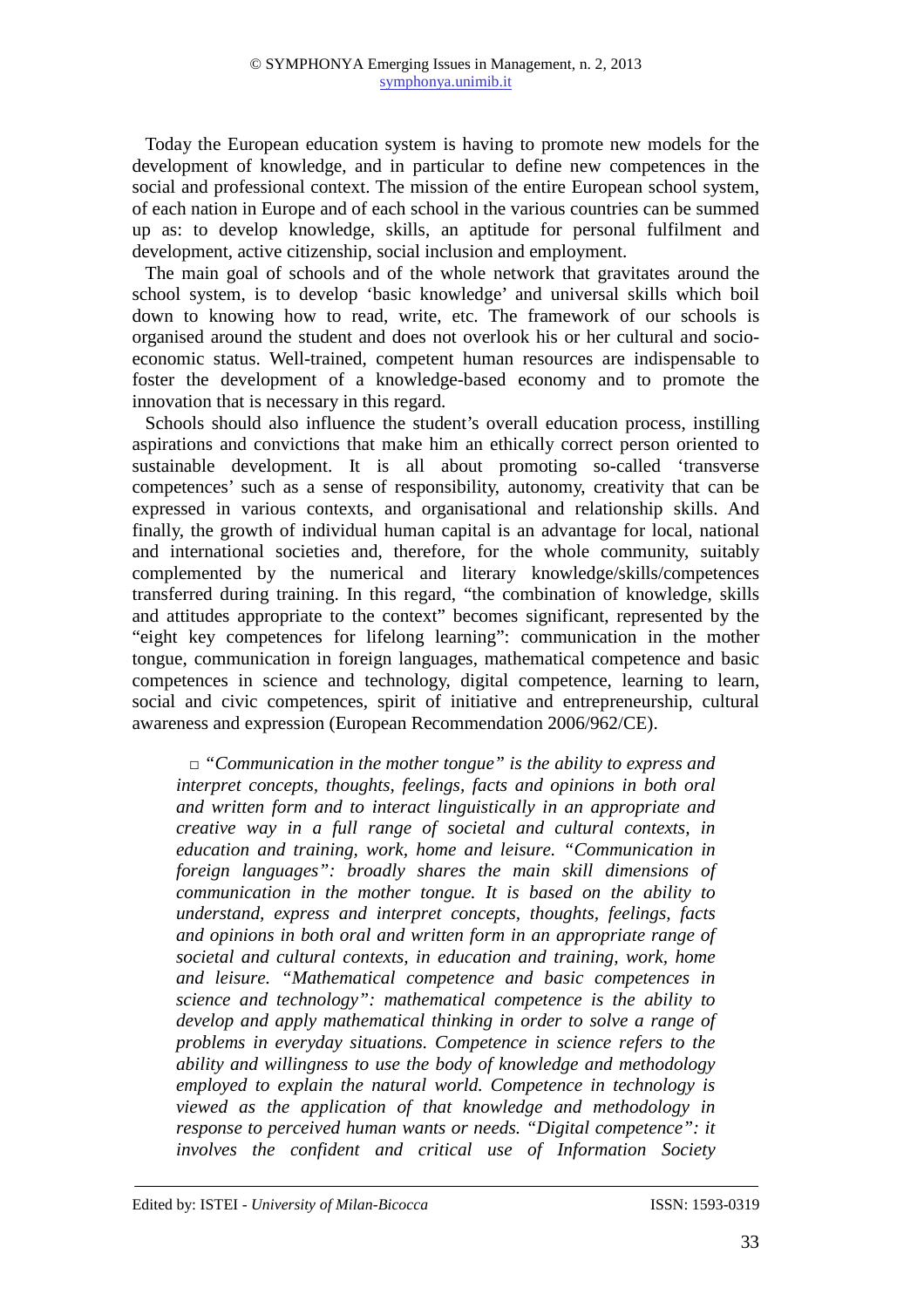Today the European education system is having to promote new models for the development of knowledge, and in particular to define new competences in the social and professional context. The mission of the entire European school system, of each nation in Europe and of each school in the various countries can be summed up as: to develop knowledge, skills, an aptitude for personal fulfilment and development, active citizenship, social inclusion and employment.

The main goal of schools and of the whole network that gravitates around the school system, is to develop 'basic knowledge' and universal skills which boil down to knowing how to read, write, etc. The framework of our schools is organised around the student and does not overlook his or her cultural and socio-economic status. Well-trained, competent human resources are indispensable to foster the development of a knowledge-based economy and to promote the innovation that is necessary in this regard.

Schools should also influence the student's overall education process, instilling aspirations and convictions that make him an ethically correct person oriented to sustainable development. It is all about promoting so-called 'transverse competences' such as a sense of responsibility, autonomy, creativity that can be expressed in various contexts, and organisational and relationship skills. And finally, the growth of individual human capital is an advantage for local, national and international societies and, therefore, for the whole community, suitably complemented by the numerical and literary knowledge/skills/competences transferred during training. In this regard, "the combination of knowledge, skills and attitudes appropriate to the context" becomes significant, represented by the "eight key competences for lifelong learning": communication in the mother tongue, communication in foreign languages, mathematical competence and basic competences in science and technology, digital competence, learning to learn, social and civic competences, spirit of initiative and entrepreneurship, cultural awareness and expression (European Recommendation 2006/962/CE).

> □ *"Communication in the mother tongue" is the ability to express and interpret concepts, thoughts, feelings, facts and opinions in both oral and written form and to interact linguistically in an appropriate and creative way in a full range of societal and cultural contexts, in education and training, work, home and leisure. "Communication in foreign languages": broadly shares the main skill dimensions of communication in the mother tongue. It is based on the ability to understand, express and interpret concepts, thoughts, feelings, facts and opinions in both oral and written form in an appropriate range of societal and cultural contexts, in education and training, work, home and leisure. "Mathematical competence and basic competences in science and technology": mathematical competence is the ability to develop and apply mathematical thinking in order to solve a range of problems in everyday situations. Competence in science refers to the ability and willingness to use the body of knowledge and methodology employed to explain the natural world. Competence in technology is viewed as the application of that knowledge and methodology in response to perceived human wants or needs. "Digital competence": it involves the confident and critical use of Information Society*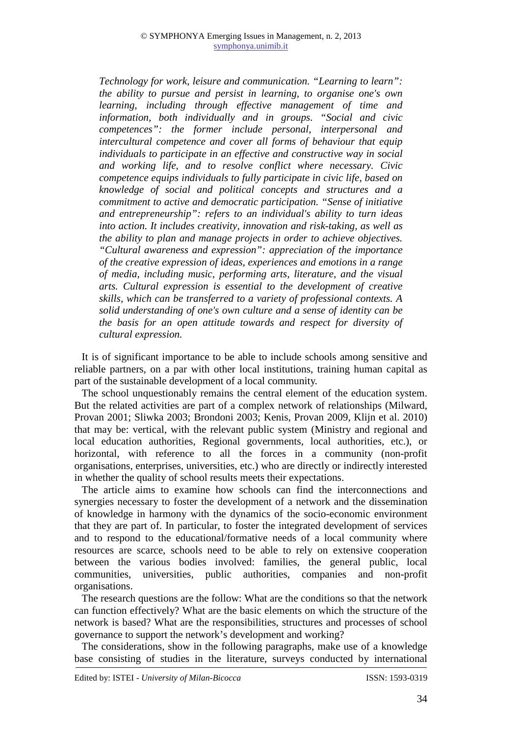*Technology for work, leisure and communication. "Learning to learn": the ability to pursue and persist in learning, to organise one's own learning, including through effective management of time and information, both individually and in groups. "Social and civic competences": the former include personal, interpersonal and intercultural competence and cover all forms of behaviour that equip individuals to participate in an effective and constructive way in social and working life, and to resolve conflict where necessary. Civic competence equips individuals to fully participate in civic life, based on knowledge of social and political concepts and structures and a commitment to active and democratic participation. "Sense of initiative and entrepreneurship": refers to an individual's ability to turn ideas into action. It includes creativity, innovation and risk-taking, as well as the ability to plan and manage projects in order to achieve objectives. "Cultural awareness and expression": appreciation of the importance of the creative expression of ideas, experiences and emotions in a range of media, including music, performing arts, literature, and the visual arts. Cultural expression is essential to the development of creative skills, which can be transferred to a variety of professional contexts. A solid understanding of one's own culture and a sense of identity can be the basis for an open attitude towards and respect for diversity of cultural expression.*

It is of significant importance to be able to include schools among sensitive and reliable partners, on a par with other local institutions, training human capital as part of the sustainable development of a local community.

The school unquestionably remains the central element of the education system. But the related activities are part of a complex network of relationships (Milward, Provan 2001; Sliwka 2003; Brondoni 2003; Kenis, Provan 2009, Klijn et al. 2010) that may be: vertical, with the relevant public system (Ministry and regional and local education authorities, Regional governments, local authorities, etc.), or horizontal, with reference to all the forces in a community (non-profit organisations, enterprises, universities, etc.) who are directly or indirectly interested in whether the quality of school results meets their expectations.

The article aims to examine how schools can find the interconnections and synergies necessary to foster the development of a network and the dissemination of knowledge in harmony with the dynamics of the socio-economic environment that they are part of. In particular, to foster the integrated development of services and to respond to the educational/formative needs of a local community where resources are scarce, schools need to be able to rely on extensive cooperation between the various bodies involved: families, the general public, local communities, universities, public authorities, companies and non-profit organisations.

The research questions are the follow: What are the conditions so that the network can function effectively? What are the basic elements on which the structure of the network is based? What are the responsibilities, structures and processes of school governance to support the network's development and working?

The considerations, show in the following paragraphs, make use of a knowledge base consisting of studies in the literature, surveys conducted by international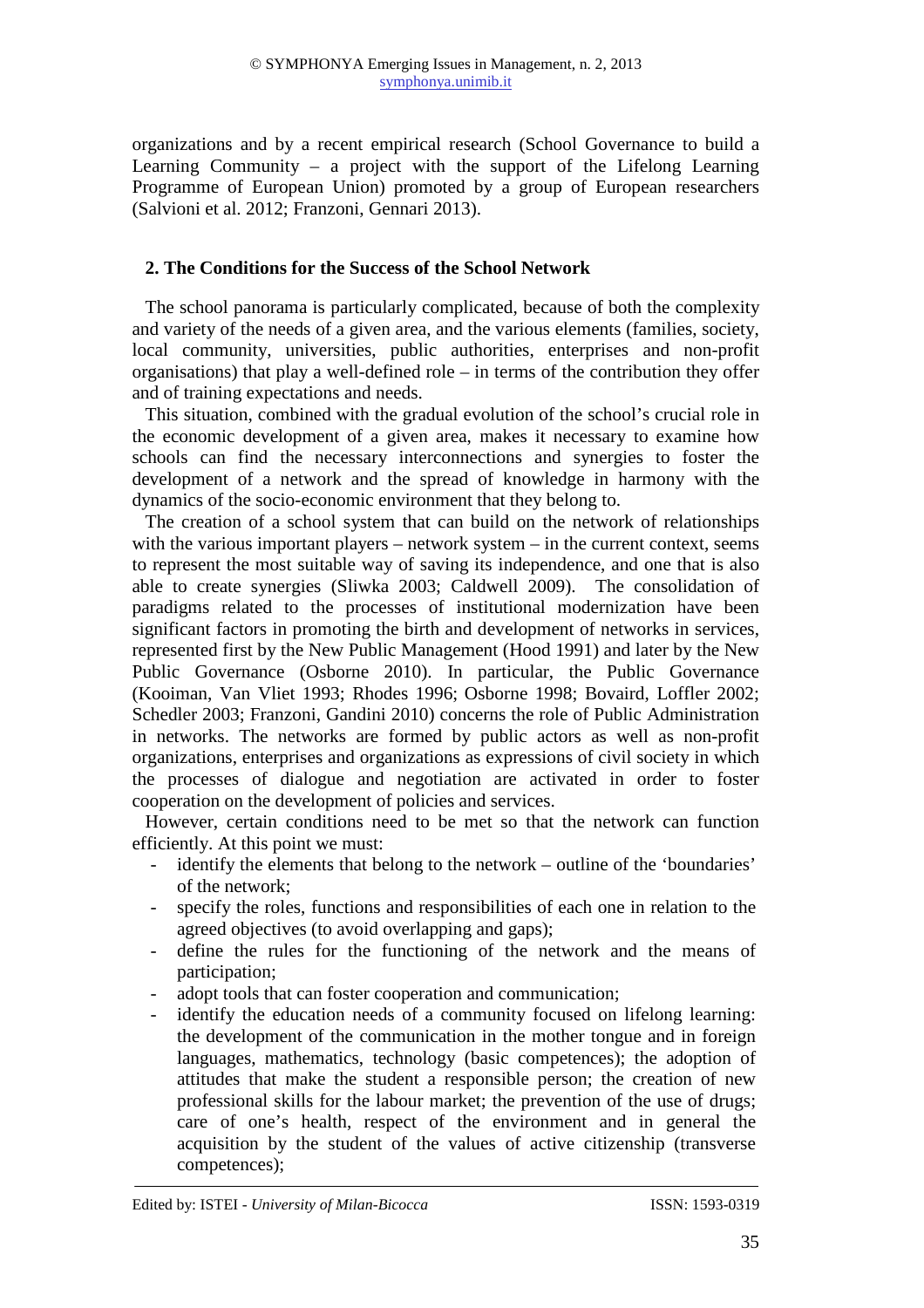organizations and by a recent empirical research (School Governance to build a Learning Community – a project with the support of the Lifelong Learning Programme of European Union) promoted by a group of European researchers (Salvioni et al. 2012; Franzoni, Gennari 2013).

## 2. The Conditions for the Success of the School Network

The school panorama is particularly complicated, because of both the complexity and variety of the needs of a given area, and the various elements (families, society, local community, universities, public authorities, enterprises and non-profit organisations) that play a well-defined role – in terms of the contribution they offer and of training expectations and needs.

This situation, combined with the gradual evolution of the school's crucial role in the economic development of a given area, makes it necessary to examine how schools can find the necessary interconnections and synergies to foster the development of a network and the spread of knowledge in harmony with the dynamics of the socio-economic environment that they belong to.

The creation of a school system that can build on the network of relationships with the various important players – network system – in the current context, seems to represent the most suitable way of saving its independence, and one that is also able to create synergies (Sliwka 2003; Caldwell 2009). The consolidation of paradigms related to the processes of institutional modernization have been significant factors in promoting the birth and development of networks in services, represented first by the New Public Management (Hood 1991) and later by the New Public Governance (Osborne 2010). In particular, the Public Governance (Kooiman, Van Vliet 1993; Rhodes 1996; Osborne 1998; Bovaird, Loffler 2002; Schedler 2003; Franzoni, Gandini 2010) concerns the role of Public Administration in networks. The networks are formed by public actors as well as non-profit organizations, enterprises and organizations as expressions of civil society in which the processes of dialogue and negotiation are activated in order to foster cooperation on the development of policies and services.

However, certain conditions need to be met so that the network can function efficiently. At this point we must:

- identify the elements that belong to the network – outline of the 'boundaries' of the network;
- specify the roles, functions and responsibilities of each one in relation to the agreed objectives (to avoid overlapping and gaps);
- define the rules for the functioning of the network and the means of participation;
- adopt tools that can foster cooperation and communication;
- identify the education needs of a community focused on lifelong learning: the development of the communication in the mother tongue and in foreign languages, mathematics, technology (basic competences); the adoption of attitudes that make the student a responsible person; the creation of new professional skills for the labour market; the prevention of the use of drugs; care of one's health, respect of the environment and in general the acquisition by the student of the values of active citizenship (transverse competences);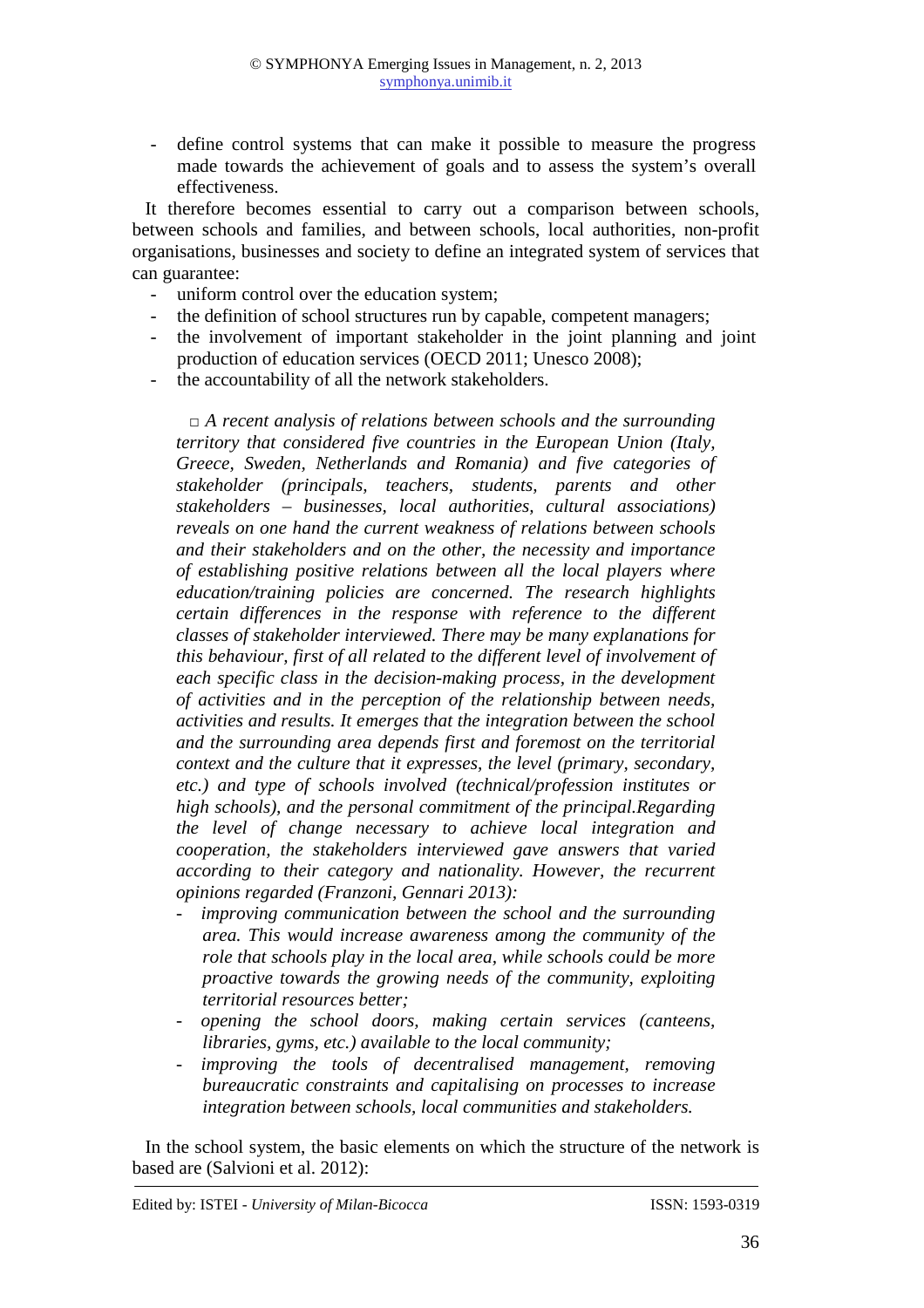- define control systems that can make it possible to measure the progress made towards the achievement of goals and to assess the system's overall effectiveness.

It therefore becomes essential to carry out a comparison between schools, between schools and families, and between schools, local authorities, non-profit organisations, businesses and society to define an integrated system of services that can guarantee:

- uniform control over the education system;
- the definition of school structures run by capable, competent managers;
- the involvement of important stakeholder in the joint planning and joint production of education services (OECD 2011; Unesco 2008);
- the accountability of all the network stakeholders.

> □ *A recent analysis of relations between schools and the surrounding territory that considered five countries in the European Union (Italy, Greece, Sweden, Netherlands and Romania) and five categories of stakeholder (principals, teachers, students, parents and other stakeholders – businesses, local authorities, cultural associations) reveals on one hand the current weakness of relations between schools and their stakeholders and on the other, the necessity and importance of establishing positive relations between all the local players where education/training policies are concerned. The research highlights certain differences in the response with reference to the different classes of stakeholder interviewed. There may be many explanations for this behaviour, first of all related to the different level of involvement of each specific class in the decision-making process, in the development of activities and in the perception of the relationship between needs, activities and results. It emerges that the integration between the school and the surrounding area depends first and foremost on the territorial context and the culture that it expresses, the level (primary, secondary, etc.) and type of schools involved (technical/profession institutes or high schools), and the personal commitment of the principal.Regarding the level of change necessary to achieve local integration and cooperation, the stakeholders interviewed gave answers that varied according to their category and nationality. However, the recurrent opinions regarded (Franzoni, Gennari 2013):*
>
> - *improving communication between the school and the surrounding area. This would increase awareness among the community of the role that schools play in the local area, while schools could be more proactive towards the growing needs of the community, exploiting territorial resources better;*
> - *opening the school doors, making certain services (canteens, libraries, gyms, etc.) available to the local community;*
> - *improving the tools of decentralised management, removing bureaucratic constraints and capitalising on processes to increase integration between schools, local communities and stakeholders.*

In the school system, the basic elements on which the structure of the network is based are (Salvioni et al. 2012):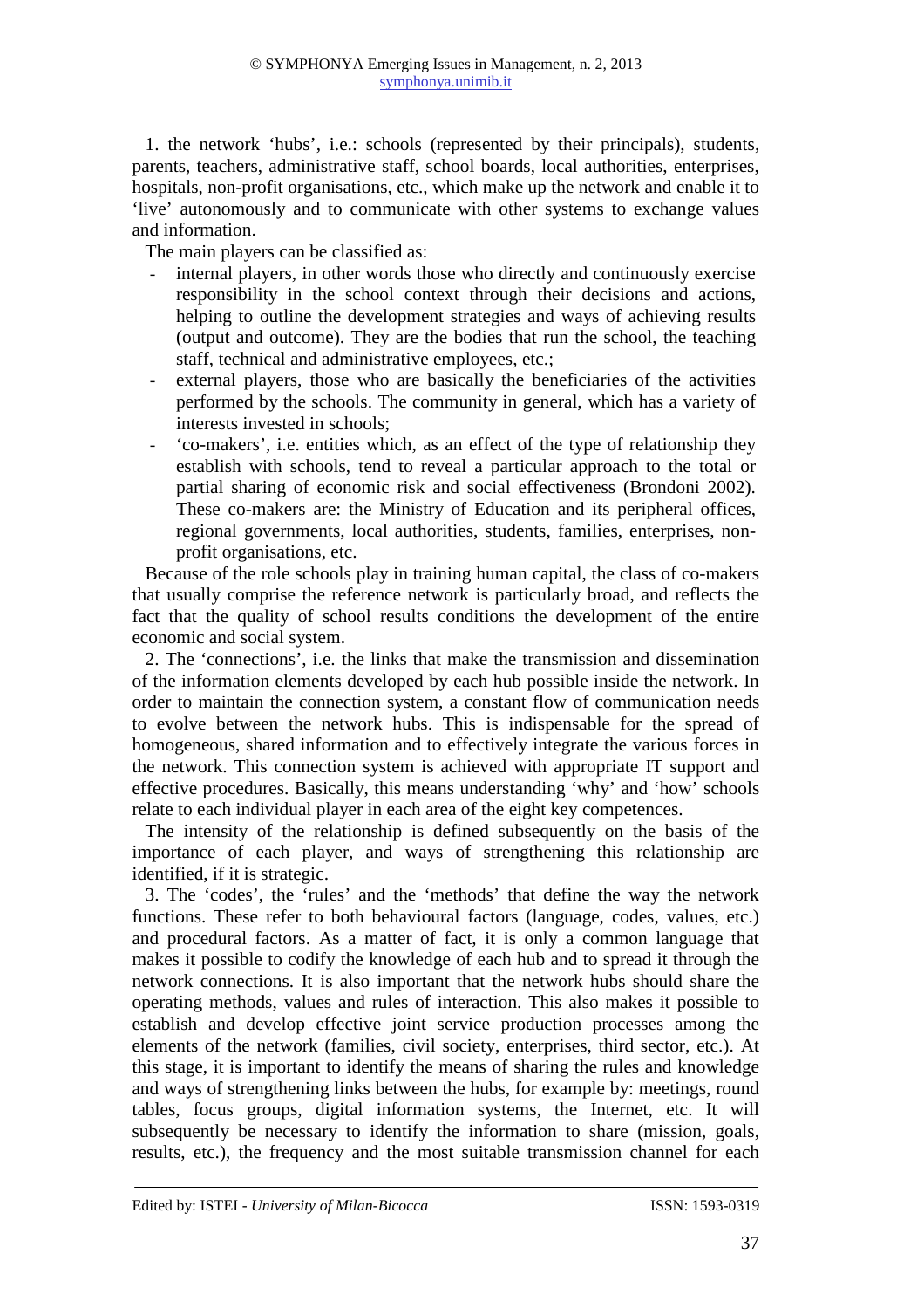1. the network 'hubs', i.e.: schools (represented by their principals), students, parents, teachers, administrative staff, school boards, local authorities, enterprises, hospitals, non-profit organisations, etc., which make up the network and enable it to 'live' autonomously and to communicate with other systems to exchange values and information.

The main players can be classified as:

- internal players, in other words those who directly and continuously exercise responsibility in the school context through their decisions and actions, helping to outline the development strategies and ways of achieving results (output and outcome). They are the bodies that run the school, the teaching staff, technical and administrative employees, etc.;
- external players, those who are basically the beneficiaries of the activities performed by the schools. The community in general, which has a variety of interests invested in schools;
- 'co-makers', i.e. entities which, as an effect of the type of relationship they establish with schools, tend to reveal a particular approach to the total or partial sharing of economic risk and social effectiveness (Brondoni 2002). These co-makers are: the Ministry of Education and its peripheral offices, regional governments, local authorities, students, families, enterprises, non-profit organisations, etc.

Because of the role schools play in training human capital, the class of co-makers that usually comprise the reference network is particularly broad, and reflects the fact that the quality of school results conditions the development of the entire economic and social system.

2. The 'connections', i.e. the links that make the transmission and dissemination of the information elements developed by each hub possible inside the network. In order to maintain the connection system, a constant flow of communication needs to evolve between the network hubs. This is indispensable for the spread of homogeneous, shared information and to effectively integrate the various forces in the network. This connection system is achieved with appropriate IT support and effective procedures. Basically, this means understanding 'why' and 'how' schools relate to each individual player in each area of the eight key competences.

The intensity of the relationship is defined subsequently on the basis of the importance of each player, and ways of strengthening this relationship are identified, if it is strategic.

3. The 'codes', the 'rules' and the 'methods' that define the way the network functions. These refer to both behavioural factors (language, codes, values, etc.) and procedural factors. As a matter of fact, it is only a common language that makes it possible to codify the knowledge of each hub and to spread it through the network connections. It is also important that the network hubs should share the operating methods, values and rules of interaction. This also makes it possible to establish and develop effective joint service production processes among the elements of the network (families, civil society, enterprises, third sector, etc.). At this stage, it is important to identify the means of sharing the rules and knowledge and ways of strengthening links between the hubs, for example by: meetings, round tables, focus groups, digital information systems, the Internet, etc. It will subsequently be necessary to identify the information to share (mission, goals, results, etc.), the frequency and the most suitable transmission channel for each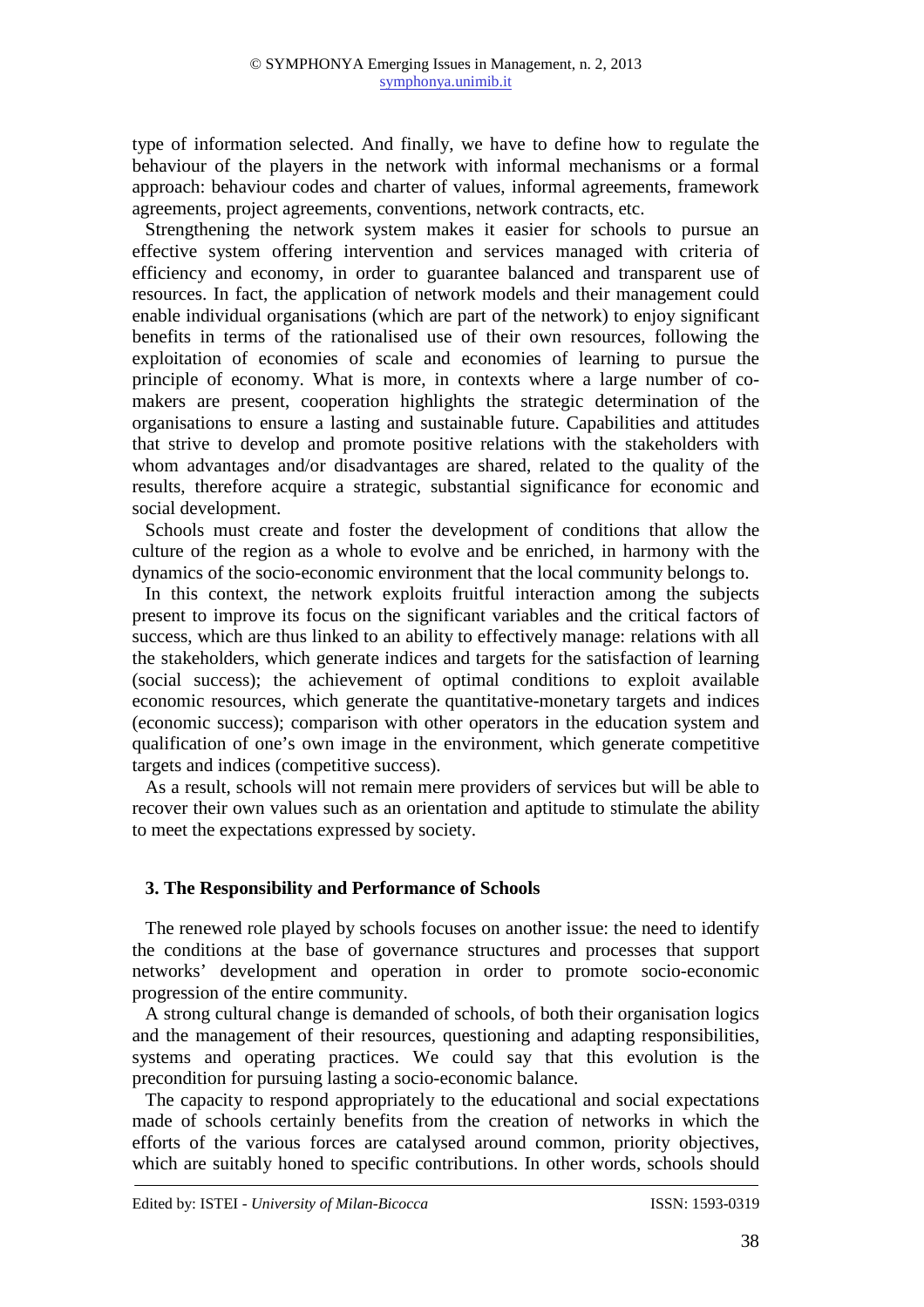type of information selected. And finally, we have to define how to regulate the behaviour of the players in the network with informal mechanisms or a formal approach: behaviour codes and charter of values, informal agreements, framework agreements, project agreements, conventions, network contracts, etc.

Strengthening the network system makes it easier for schools to pursue an effective system offering intervention and services managed with criteria of efficiency and economy, in order to guarantee balanced and transparent use of resources. In fact, the application of network models and their management could enable individual organisations (which are part of the network) to enjoy significant benefits in terms of the rationalised use of their own resources, following the exploitation of economies of scale and economies of learning to pursue the principle of economy. What is more, in contexts where a large number of co-makers are present, cooperation highlights the strategic determination of the organisations to ensure a lasting and sustainable future. Capabilities and attitudes that strive to develop and promote positive relations with the stakeholders with whom advantages and/or disadvantages are shared, related to the quality of the results, therefore acquire a strategic, substantial significance for economic and social development.

Schools must create and foster the development of conditions that allow the culture of the region as a whole to evolve and be enriched, in harmony with the dynamics of the socio-economic environment that the local community belongs to.

In this context, the network exploits fruitful interaction among the subjects present to improve its focus on the significant variables and the critical factors of success, which are thus linked to an ability to effectively manage: relations with all the stakeholders, which generate indices and targets for the satisfaction of learning (social success); the achievement of optimal conditions to exploit available economic resources, which generate the quantitative-monetary targets and indices (economic success); comparison with other operators in the education system and qualification of one's own image in the environment, which generate competitive targets and indices (competitive success).

As a result, schools will not remain mere providers of services but will be able to recover their own values such as an orientation and aptitude to stimulate the ability to meet the expectations expressed by society.

## 3. The Responsibility and Performance of Schools

The renewed role played by schools focuses on another issue: the need to identify the conditions at the base of governance structures and processes that support networks' development and operation in order to promote socio-economic progression of the entire community.

A strong cultural change is demanded of schools, of both their organisation logics and the management of their resources, questioning and adapting responsibilities, systems and operating practices. We could say that this evolution is the precondition for pursuing lasting a socio-economic balance.

The capacity to respond appropriately to the educational and social expectations made of schools certainly benefits from the creation of networks in which the efforts of the various forces are catalysed around common, priority objectives, which are suitably honed to specific contributions. In other words, schools should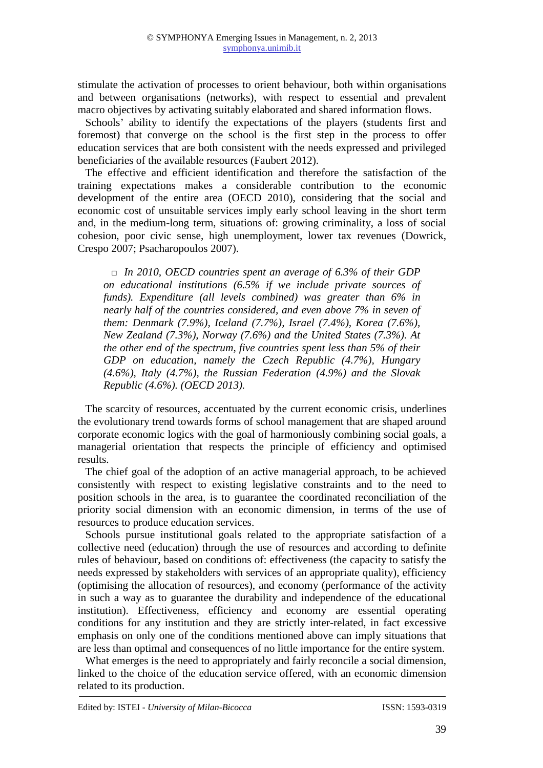stimulate the activation of processes to orient behaviour, both within organisations and between organisations (networks), with respect to essential and prevalent macro objectives by activating suitably elaborated and shared information flows.

Schools' ability to identify the expectations of the players (students first and foremost) that converge on the school is the first step in the process to offer education services that are both consistent with the needs expressed and privileged beneficiaries of the available resources (Faubert 2012).

The effective and efficient identification and therefore the satisfaction of the training expectations makes a considerable contribution to the economic development of the entire area (OECD 2010), considering that the social and economic cost of unsuitable services imply early school leaving in the short term and, in the medium-long term, situations of: growing criminality, a loss of social cohesion, poor civic sense, high unemployment, lower tax revenues (Dowrick, Crespo 2007; Psacharopoulos 2007).

> □ *In 2010, OECD countries spent an average of 6.3% of their GDP on educational institutions (6.5% if we include private sources of funds). Expenditure (all levels combined) was greater than 6% in nearly half of the countries considered, and even above 7% in seven of them: Denmark (7.9%), Iceland (7.7%), Israel (7.4%), Korea (7.6%), New Zealand (7.3%), Norway (7.6%) and the United States (7.3%). At the other end of the spectrum, five countries spent less than 5% of their GDP on education, namely the Czech Republic (4.7%), Hungary (4.6%), Italy (4.7%), the Russian Federation (4.9%) and the Slovak Republic (4.6%). (OECD 2013).*

The scarcity of resources, accentuated by the current economic crisis, underlines the evolutionary trend towards forms of school management that are shaped around corporate economic logics with the goal of harmoniously combining social goals, a managerial orientation that respects the principle of efficiency and optimised results.

The chief goal of the adoption of an active managerial approach, to be achieved consistently with respect to existing legislative constraints and to the need to position schools in the area, is to guarantee the coordinated reconciliation of the priority social dimension with an economic dimension, in terms of the use of resources to produce education services.

Schools pursue institutional goals related to the appropriate satisfaction of a collective need (education) through the use of resources and according to definite rules of behaviour, based on conditions of: effectiveness (the capacity to satisfy the needs expressed by stakeholders with services of an appropriate quality), efficiency (optimising the allocation of resources), and economy (performance of the activity in such a way as to guarantee the durability and independence of the educational institution). Effectiveness, efficiency and economy are essential operating conditions for any institution and they are strictly inter-related, in fact excessive emphasis on only one of the conditions mentioned above can imply situations that are less than optimal and consequences of no little importance for the entire system.

What emerges is the need to appropriately and fairly reconcile a social dimension, linked to the choice of the education service offered, with an economic dimension related to its production.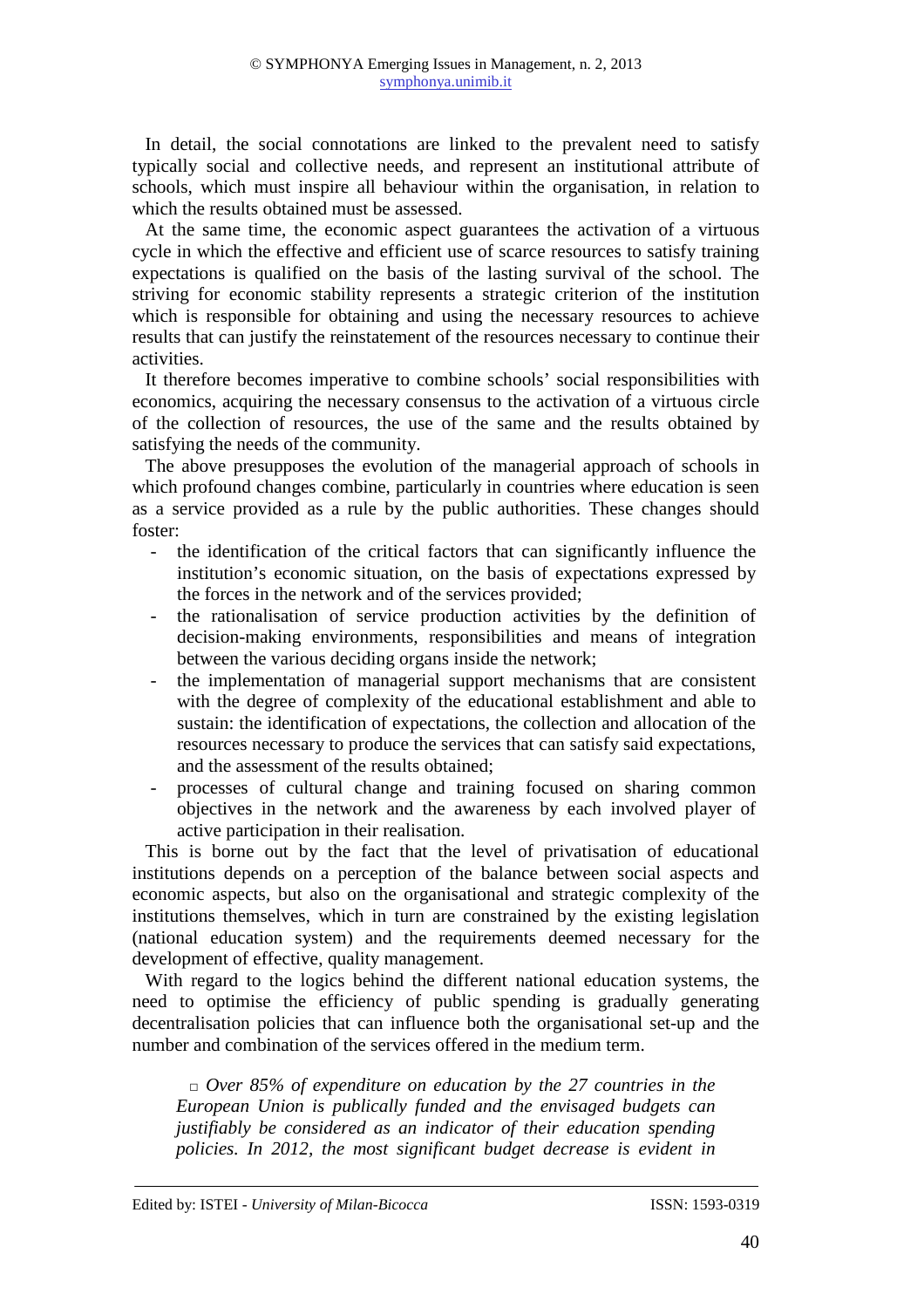In detail, the social connotations are linked to the prevalent need to satisfy typically social and collective needs, and represent an institutional attribute of schools, which must inspire all behaviour within the organisation, in relation to which the results obtained must be assessed.

At the same time, the economic aspect guarantees the activation of a virtuous cycle in which the effective and efficient use of scarce resources to satisfy training expectations is qualified on the basis of the lasting survival of the school. The striving for economic stability represents a strategic criterion of the institution which is responsible for obtaining and using the necessary resources to achieve results that can justify the reinstatement of the resources necessary to continue their activities.

It therefore becomes imperative to combine schools' social responsibilities with economics, acquiring the necessary consensus to the activation of a virtuous circle of the collection of resources, the use of the same and the results obtained by satisfying the needs of the community.

The above presupposes the evolution of the managerial approach of schools in which profound changes combine, particularly in countries where education is seen as a service provided as a rule by the public authorities. These changes should foster:

- the identification of the critical factors that can significantly influence the institution's economic situation, on the basis of expectations expressed by the forces in the network and of the services provided;
- the rationalisation of service production activities by the definition of decision-making environments, responsibilities and means of integration between the various deciding organs inside the network;
- the implementation of managerial support mechanisms that are consistent with the degree of complexity of the educational establishment and able to sustain: the identification of expectations, the collection and allocation of the resources necessary to produce the services that can satisfy said expectations, and the assessment of the results obtained;
- processes of cultural change and training focused on sharing common objectives in the network and the awareness by each involved player of active participation in their realisation.

This is borne out by the fact that the level of privatisation of educational institutions depends on a perception of the balance between social aspects and economic aspects, but also on the organisational and strategic complexity of the institutions themselves, which in turn are constrained by the existing legislation (national education system) and the requirements deemed necessary for the development of effective, quality management.

With regard to the logics behind the different national education systems, the need to optimise the efficiency of public spending is gradually generating decentralisation policies that can influence both the organisational set-up and the number and combination of the services offered in the medium term.

□ *Over 85% of expenditure on education by the 27 countries in the European Union is publically funded and the envisaged budgets can justifiably be considered as an indicator of their education spending policies. In 2012, the most significant budget decrease is evident in*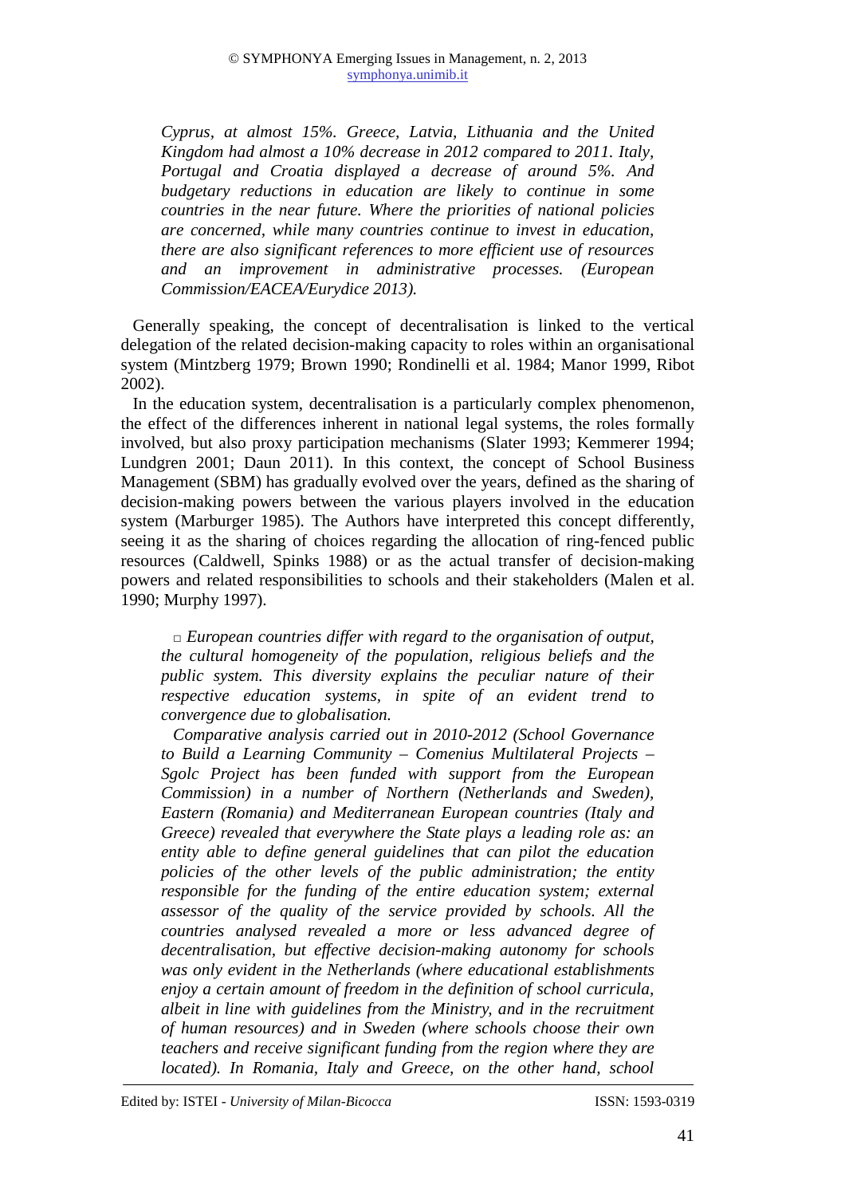*Cyprus, at almost 15%. Greece, Latvia, Lithuania and the United Kingdom had almost a 10% decrease in 2012 compared to 2011. Italy, Portugal and Croatia displayed a decrease of around 5%. And budgetary reductions in education are likely to continue in some countries in the near future. Where the priorities of national policies are concerned, while many countries continue to invest in education, there are also significant references to more efficient use of resources and an improvement in administrative processes. (European Commission/EACEA/Eurydice 2013).*

Generally speaking, the concept of decentralisation is linked to the vertical delegation of the related decision-making capacity to roles within an organisational system (Mintzberg 1979; Brown 1990; Rondinelli et al. 1984; Manor 1999, Ribot 2002).

In the education system, decentralisation is a particularly complex phenomenon, the effect of the differences inherent in national legal systems, the roles formally involved, but also proxy participation mechanisms (Slater 1993; Kemmerer 1994; Lundgren 2001; Daun 2011). In this context, the concept of School Business Management (SBM) has gradually evolved over the years, defined as the sharing of decision-making powers between the various players involved in the education system (Marburger 1985). The Authors have interpreted this concept differently, seeing it as the sharing of choices regarding the allocation of ring-fenced public resources (Caldwell, Spinks 1988) or as the actual transfer of decision-making powers and related responsibilities to schools and their stakeholders (Malen et al. 1990; Murphy 1997).

□ *European countries differ with regard to the organisation of output, the cultural homogeneity of the population, religious beliefs and the public system. This diversity explains the peculiar nature of their respective education systems, in spite of an evident trend to convergence due to globalisation.*

*Comparative analysis carried out in 2010-2012 (School Governance to Build a Learning Community – Comenius Multilateral Projects – Sgolc Project has been funded with support from the European Commission) in a number of Northern (Netherlands and Sweden), Eastern (Romania) and Mediterranean European countries (Italy and Greece) revealed that everywhere the State plays a leading role as: an entity able to define general guidelines that can pilot the education policies of the other levels of the public administration; the entity responsible for the funding of the entire education system; external assessor of the quality of the service provided by schools. All the countries analysed revealed a more or less advanced degree of decentralisation, but effective decision-making autonomy for schools was only evident in the Netherlands (where educational establishments enjoy a certain amount of freedom in the definition of school curricula, albeit in line with guidelines from the Ministry, and in the recruitment of human resources) and in Sweden (where schools choose their own teachers and receive significant funding from the region where they are located). In Romania, Italy and Greece, on the other hand, school*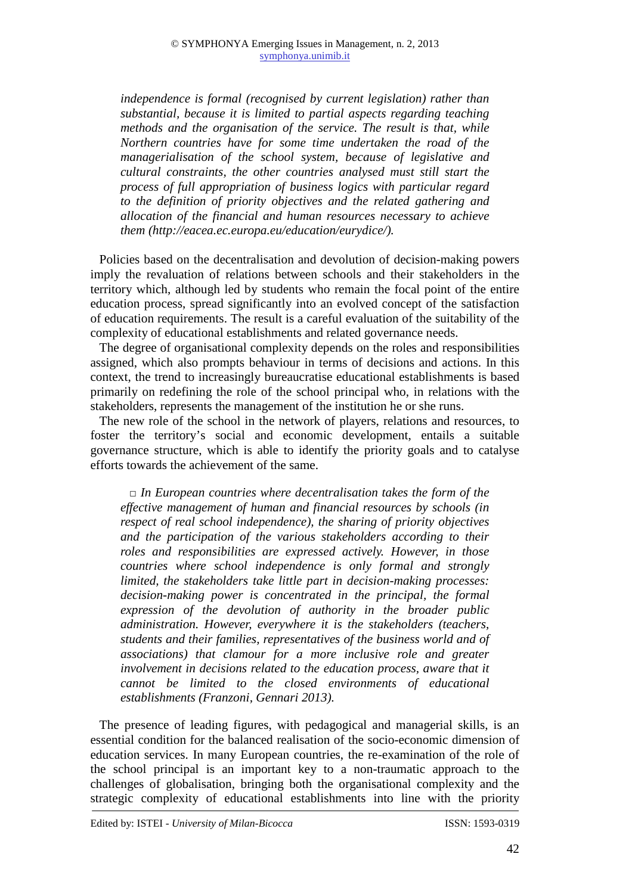*independence is formal (recognised by current legislation) rather than substantial, because it is limited to partial aspects regarding teaching methods and the organisation of the service. The result is that, while Northern countries have for some time undertaken the road of the managerialisation of the school system, because of legislative and cultural constraints, the other countries analysed must still start the process of full appropriation of business logics with particular regard to the definition of priority objectives and the related gathering and allocation of the financial and human resources necessary to achieve them (http://eacea.ec.europa.eu/education/eurydice/).*

Policies based on the decentralisation and devolution of decision-making powers imply the revaluation of relations between schools and their stakeholders in the territory which, although led by students who remain the focal point of the entire education process, spread significantly into an evolved concept of the satisfaction of education requirements. The result is a careful evaluation of the suitability of the complexity of educational establishments and related governance needs.

The degree of organisational complexity depends on the roles and responsibilities assigned, which also prompts behaviour in terms of decisions and actions. In this context, the trend to increasingly bureaucratise educational establishments is based primarily on redefining the role of the school principal who, in relations with the stakeholders, represents the management of the institution he or she runs.

The new role of the school in the network of players, relations and resources, to foster the territory's social and economic development, entails a suitable governance structure, which is able to identify the priority goals and to catalyse efforts towards the achievement of the same.

□ *In European countries where decentralisation takes the form of the effective management of human and financial resources by schools (in respect of real school independence), the sharing of priority objectives and the participation of the various stakeholders according to their roles and responsibilities are expressed actively. However, in those countries where school independence is only formal and strongly limited, the stakeholders take little part in decision-making processes: decision-making power is concentrated in the principal, the formal expression of the devolution of authority in the broader public administration. However, everywhere it is the stakeholders (teachers, students and their families, representatives of the business world and of associations) that clamour for a more inclusive role and greater involvement in decisions related to the education process, aware that it cannot be limited to the closed environments of educational establishments (Franzoni, Gennari 2013).*

The presence of leading figures, with pedagogical and managerial skills, is an essential condition for the balanced realisation of the socio-economic dimension of education services. In many European countries, the re-examination of the role of the school principal is an important key to a non-traumatic approach to the challenges of globalisation, bringing both the organisational complexity and the strategic complexity of educational establishments into line with the priority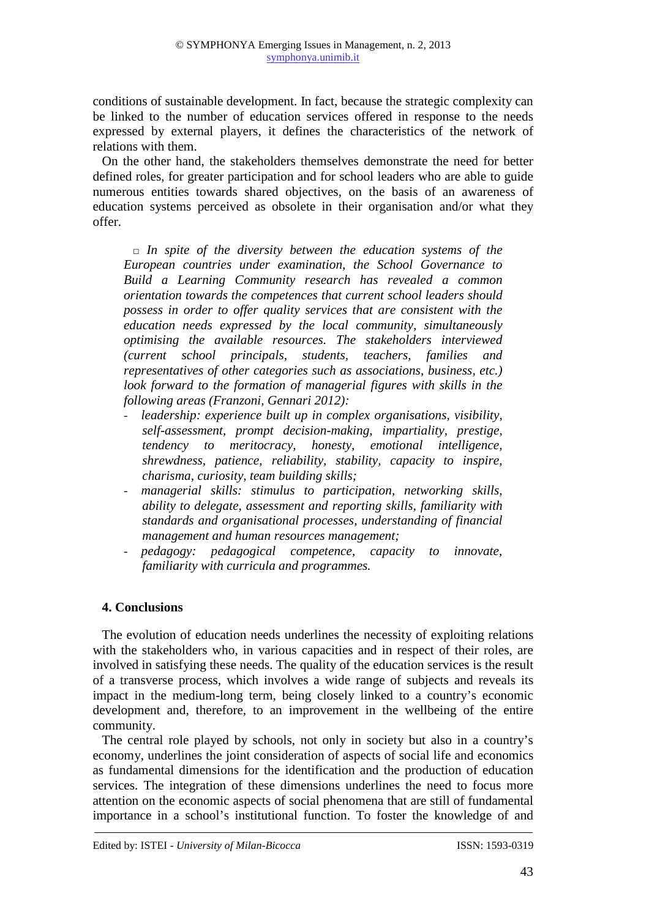conditions of sustainable development. In fact, because the strategic complexity can be linked to the number of education services offered in response to the needs expressed by external players, it defines the characteristics of the network of relations with them.

On the other hand, the stakeholders themselves demonstrate the need for better defined roles, for greater participation and for school leaders who are able to guide numerous entities towards shared objectives, on the basis of an awareness of education systems perceived as obsolete in their organisation and/or what they offer.

> □ *In spite of the diversity between the education systems of the European countries under examination, the School Governance to Build a Learning Community research has revealed a common orientation towards the competences that current school leaders should possess in order to offer quality services that are consistent with the education needs expressed by the local community, simultaneously optimising the available resources. The stakeholders interviewed (current school principals, students, teachers, families and representatives of other categories such as associations, business, etc.) look forward to the formation of managerial figures with skills in the following areas (Franzoni, Gennari 2012):*
> - *leadership: experience built up in complex organisations, visibility, self-assessment, prompt decision-making, impartiality, prestige, tendency to meritocracy, honesty, emotional intelligence, shrewdness, patience, reliability, stability, capacity to inspire, charisma, curiosity, team building skills;*
> - *managerial skills: stimulus to participation, networking skills, ability to delegate, assessment and reporting skills, familiarity with standards and organisational processes, understanding of financial management and human resources management;*
> - *pedagogy: pedagogical competence, capacity to innovate, familiarity with curricula and programmes.*

## 4. Conclusions

The evolution of education needs underlines the necessity of exploiting relations with the stakeholders who, in various capacities and in respect of their roles, are involved in satisfying these needs. The quality of the education services is the result of a transverse process, which involves a wide range of subjects and reveals its impact in the medium-long term, being closely linked to a country's economic development and, therefore, to an improvement in the wellbeing of the entire community.

The central role played by schools, not only in society but also in a country's economy, underlines the joint consideration of aspects of social life and economics as fundamental dimensions for the identification and the production of education services. The integration of these dimensions underlines the need to focus more attention on the economic aspects of social phenomena that are still of fundamental importance in a school's institutional function. To foster the knowledge of and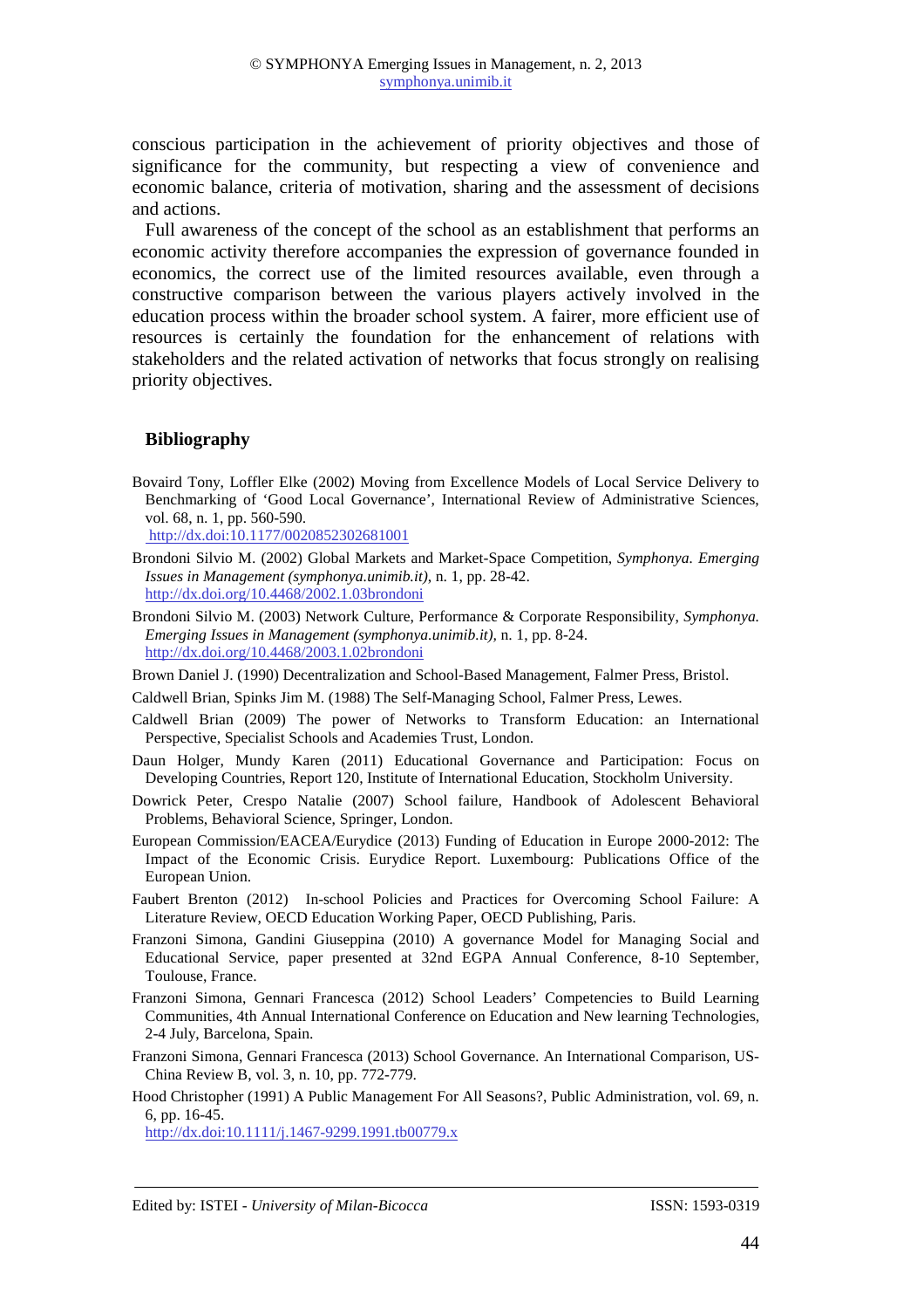conscious participation in the achievement of priority objectives and those of significance for the community, but respecting a view of convenience and economic balance, criteria of motivation, sharing and the assessment of decisions and actions.

Full awareness of the concept of the school as an establishment that performs an economic activity therefore accompanies the expression of governance founded in economics, the correct use of the limited resources available, even through a constructive comparison between the various players actively involved in the education process within the broader school system. A fairer, more efficient use of resources is certainly the foundation for the enhancement of relations with stakeholders and the related activation of networks that focus strongly on realising priority objectives.

## Bibliography

Bovaird Tony, Loffler Elke (2002) Moving from Excellence Models of Local Service Delivery to Benchmarking of 'Good Local Governance', International Review of Administrative Sciences, vol. 68, n. 1, pp. 560-590.
http://dx.doi:10.1177/0020852302681001

Brondoni Silvio M. (2002) Global Markets and Market-Space Competition, *Symphonya. Emerging Issues in Management (symphonya.unimib.it)*, n. 1, pp. 28-42.
http://dx.doi.org/10.4468/2002.1.03brondoni

Brondoni Silvio M. (2003) Network Culture, Performance & Corporate Responsibility, *Symphonya. Emerging Issues in Management (symphonya.unimib.it)*, n. 1, pp. 8-24.
http://dx.doi.org/10.4468/2003.1.02brondoni

Brown Daniel J. (1990) Decentralization and School-Based Management, Falmer Press, Bristol.

Caldwell Brian, Spinks Jim M. (1988) The Self-Managing School, Falmer Press, Lewes.

Caldwell Brian (2009) The power of Networks to Transform Education: an International Perspective, Specialist Schools and Academies Trust, London.

Daun Holger, Mundy Karen (2011) Educational Governance and Participation: Focus on Developing Countries, Report 120, Institute of International Education, Stockholm University.

Dowrick Peter, Crespo Natalie (2007) School failure, Handbook of Adolescent Behavioral Problems, Behavioral Science, Springer, London.

European Commission/EACEA/Eurydice (2013) Funding of Education in Europe 2000-2012: The Impact of the Economic Crisis. Eurydice Report. Luxembourg: Publications Office of the European Union.

Faubert Brenton (2012) In-school Policies and Practices for Overcoming School Failure: A Literature Review, OECD Education Working Paper, OECD Publishing, Paris.

Franzoni Simona, Gandini Giuseppina (2010) A governance Model for Managing Social and Educational Service, paper presented at 32nd EGPA Annual Conference, 8-10 September, Toulouse, France.

Franzoni Simona, Gennari Francesca (2012) School Leaders' Competencies to Build Learning Communities, 4th Annual International Conference on Education and New learning Technologies, 2-4 July, Barcelona, Spain.

Franzoni Simona, Gennari Francesca (2013) School Governance. An International Comparison, US-China Review B, vol. 3, n. 10, pp. 772-779.

Hood Christopher (1991) A Public Management For All Seasons?, Public Administration, vol. 69, n. 6, pp. 16-45.
http://dx.doi:10.1111/j.1467-9299.1991.tb00779.x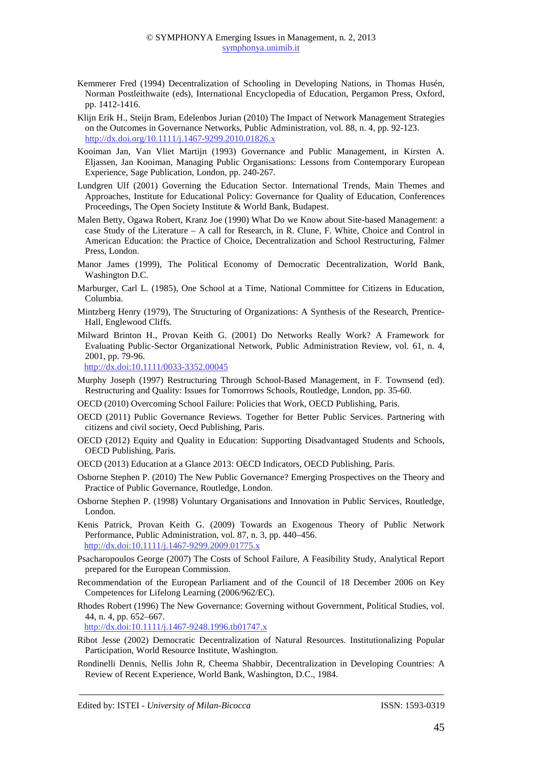Kemmerer Fred (1994) Decentralization of Schooling in Developing Nations, in Thomas Husén, Norman Postleithwaite (eds), International Encyclopedia of Education, Pergamon Press, Oxford, pp. 1412-1416.

Klijn Erik H., Steijn Bram, Edelenbos Jurian (2010) The Impact of Network Management Strategies on the Outcomes in Governance Networks, Public Administration, vol. 88, n. 4, pp. 92-123. http://dx.doi.org/10.1111/j.1467-9299.2010.01826.x

Kooiman Jan, Van Vliet Martijn (1993) Governance and Public Management, in Kirsten A. Eljassen, Jan Kooiman, Managing Public Organisations: Lessons from Contemporary European Experience, Sage Publication, London, pp. 240-267.

Lundgren Ulf (2001) Governing the Education Sector. International Trends, Main Themes and Approaches, Institute for Educational Policy: Governance for Quality of Education, Conferences Proceedings, The Open Society Institute & World Bank, Budapest.

Malen Betty, Ogawa Robert, Kranz Joe (1990) What Do we Know about Site-based Management: a case Study of the Literature – A call for Research, in R. Clune, F. White, Choice and Control in American Education: the Practice of Choice, Decentralization and School Restructuring, Falmer Press, London.

Manor James (1999), The Political Economy of Democratic Decentralization, World Bank, Washington D.C.

Marburger, Carl L. (1985), One School at a Time, National Committee for Citizens in Education, Columbia.

Mintzberg Henry (1979), The Structuring of Organizations: A Synthesis of the Research, Prentice-Hall, Englewood Cliffs.

Milward Brinton H., Provan Keith G. (2001) Do Networks Really Work? A Framework for Evaluating Public-Sector Organizational Network, Public Administration Review, vol. 61, n. 4, 2001, pp. 79-96.
http://dx.doi:10.1111/0033-3352.00045

Murphy Joseph (1997) Restructuring Through School-Based Management, in F. Townsend (ed). Restructuring and Quality: Issues for Tomorrows Schools, Routledge, London, pp. 35-60.

OECD (2010) Overcoming School Failure: Policies that Work, OECD Publishing, Paris.

OECD (2011) Public Governance Reviews. Together for Better Public Services. Partnering with citizens and civil society, Oecd Publishing, Paris.

OECD (2012) Equity and Quality in Education: Supporting Disadvantaged Students and Schools, OECD Publishing, Paris.

OECD (2013) Education at a Glance 2013: OECD Indicators, OECD Publishing, Paris.

Osborne Stephen P. (2010) The New Public Governance? Emerging Prospectives on the Theory and Practice of Public Governance, Routledge, London.

Osborne Stephen P. (1998) Voluntary Organisations and Innovation in Public Services, Routledge, London.

Kenis Patrick, Provan Keith G. (2009) Towards an Exogenous Theory of Public Network Performance, Public Administration, vol. 87, n. 3, pp. 440–456.
http://dx.doi:10.1111/j.1467-9299.2009.01775.x

Psacharopoulos George (2007) The Costs of School Failure, A Feasibility Study, Analytical Report prepared for the European Commission.

Recommendation of the European Parliament and of the Council of 18 December 2006 on Key Competences for Lifelong Learning (2006/962/EC).

Rhodes Robert (1996) The New Governance: Governing without Government, Political Studies, vol. 44, n. 4, pp. 652–667.
http://dx.doi:10.1111/j.1467-9248.1996.tb01747.x

Ribot Jesse (2002) Democratic Decentralization of Natural Resources. Institutionalizing Popular Participation, World Resource Institute, Washington.

Rondinelli Dennis, Nellis John R, Cheema Shabbir, Decentralization in Developing Countries: A Review of Recent Experience, World Bank, Washington, D.C., 1984.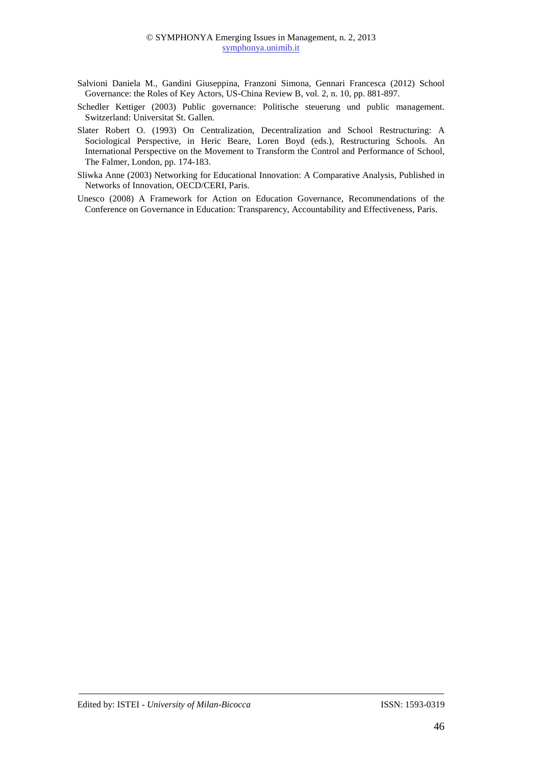Salvioni Daniela M., Gandini Giuseppina, Franzoni Simona, Gennari Francesca (2012) School Governance: the Roles of Key Actors, US-China Review B, vol. 2, n. 10, pp. 881-897.

Schedler Kettiger (2003) Public governance: Politische steuerung und public management. Switzerland: Universitat St. Gallen.

Slater Robert O. (1993) On Centralization, Decentralization and School Restructuring: A Sociological Perspective, in Heric Beare, Loren Boyd (eds.), Restructuring Schools. An International Perspective on the Movement to Transform the Control and Performance of School, The Falmer, London, pp. 174-183.

Sliwka Anne (2003) Networking for Educational Innovation: A Comparative Analysis, Published in Networks of Innovation, OECD/CERI, Paris.

Unesco (2008) A Framework for Action on Education Governance, Recommendations of the Conference on Governance in Education: Transparency, Accountability and Effectiveness, Paris.